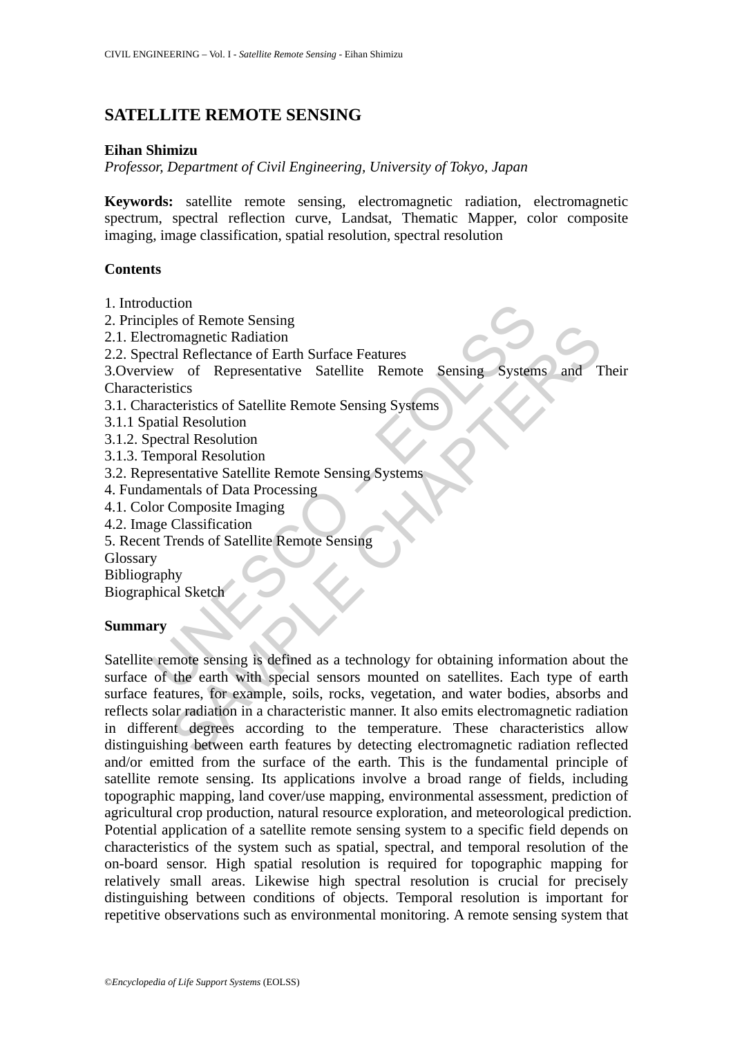# SATELLITE REMOTE SENSING

**Eihan Shimizu**

*Professor, Department of Civil Engineering, University of Tokyo, Japan*

**Keywords:** satellite remote sensing, electromagnetic radiation, electromagnetic spectrum, spectral reflection curve, Landsat, Thematic Mapper, color composite imaging, image classification, spatial resolution, spectral resolution

## Contents

1. Introduction
2. Principles of Remote Sensing
2.1. Electromagnetic Radiation
2.2. Spectral Reflectance of Earth Surface Features
3.Overview of Representative Satellite Remote Sensing Systems and Their Characteristics
3.1. Characteristics of Satellite Remote Sensing Systems
3.1.1 Spatial Resolution
3.1.2. Spectral Resolution
3.1.3. Temporal Resolution
3.2. Representative Satellite Remote Sensing Systems
4. Fundamentals of Data Processing
4.1. Color Composite Imaging
4.2. Image Classification
5. Recent Trends of Satellite Remote Sensing
Glossary
Bibliography
Biographical Sketch

## Summary

Satellite remote sensing is defined as a technology for obtaining information about the surface of the earth with special sensors mounted on satellites. Each type of earth surface features, for example, soils, rocks, vegetation, and water bodies, absorbs and reflects solar radiation in a characteristic manner. It also emits electromagnetic radiation in different degrees according to the temperature. These characteristics allow distinguishing between earth features by detecting electromagnetic radiation reflected and/or emitted from the surface of the earth. This is the fundamental principle of satellite remote sensing. Its applications involve a broad range of fields, including topographic mapping, land cover/use mapping, environmental assessment, prediction of agricultural crop production, natural resource exploration, and meteorological prediction. Potential application of a satellite remote sensing system to a specific field depends on characteristics of the system such as spatial, spectral, and temporal resolution of the on-board sensor. High spatial resolution is required for topographic mapping for relatively small areas. Likewise high spectral resolution is crucial for precisely distinguishing between conditions of objects. Temporal resolution is important for repetitive observations such as environmental monitoring. A remote sensing system that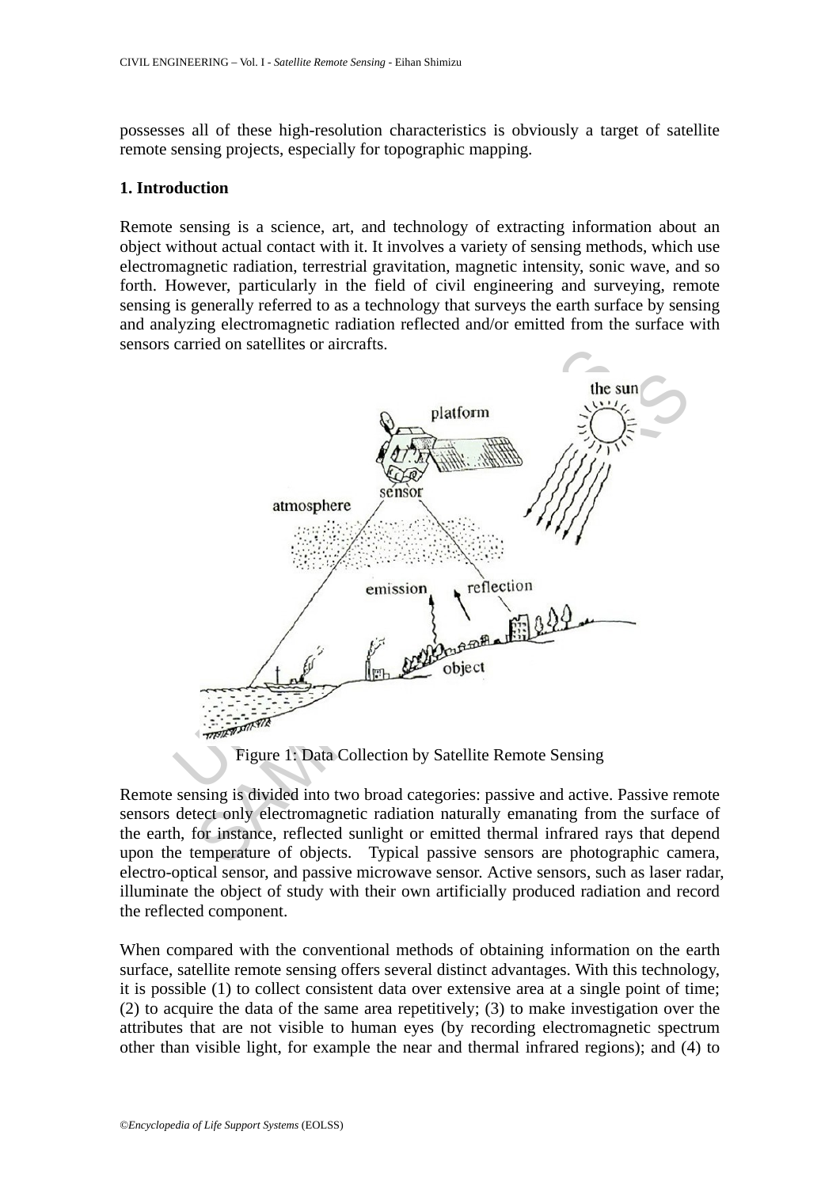possesses all of these high-resolution characteristics is obviously a target of satellite remote sensing projects, especially for topographic mapping.

## 1. Introduction

Remote sensing is a science, art, and technology of extracting information about an object without actual contact with it. It involves a variety of sensing methods, which use electromagnetic radiation, terrestrial gravitation, magnetic intensity, sonic wave, and so forth. However, particularly in the field of civil engineering and surveying, remote sensing is generally referred to as a technology that surveys the earth surface by sensing and analyzing electromagnetic radiation reflected and/or emitted from the surface with sensors carried on satellites or aircrafts.

Figure 1: Data Collection by Satellite Remote Sensing

Remote sensing is divided into two broad categories: passive and active. Passive remote sensors detect only electromagnetic radiation naturally emanating from the surface of the earth, for instance, reflected sunlight or emitted thermal infrared rays that depend upon the temperature of objects. Typical passive sensors are photographic camera, electro-optical sensor, and passive microwave sensor. Active sensors, such as laser radar, illuminate the object of study with their own artificially produced radiation and record the reflected component.

When compared with the conventional methods of obtaining information on the earth surface, satellite remote sensing offers several distinct advantages. With this technology, it is possible (1) to collect consistent data over extensive area at a single point of time; (2) to acquire the data of the same area repetitively; (3) to make investigation over the attributes that are not visible to human eyes (by recording electromagnetic spectrum other than visible light, for example the near and thermal infrared regions); and (4) to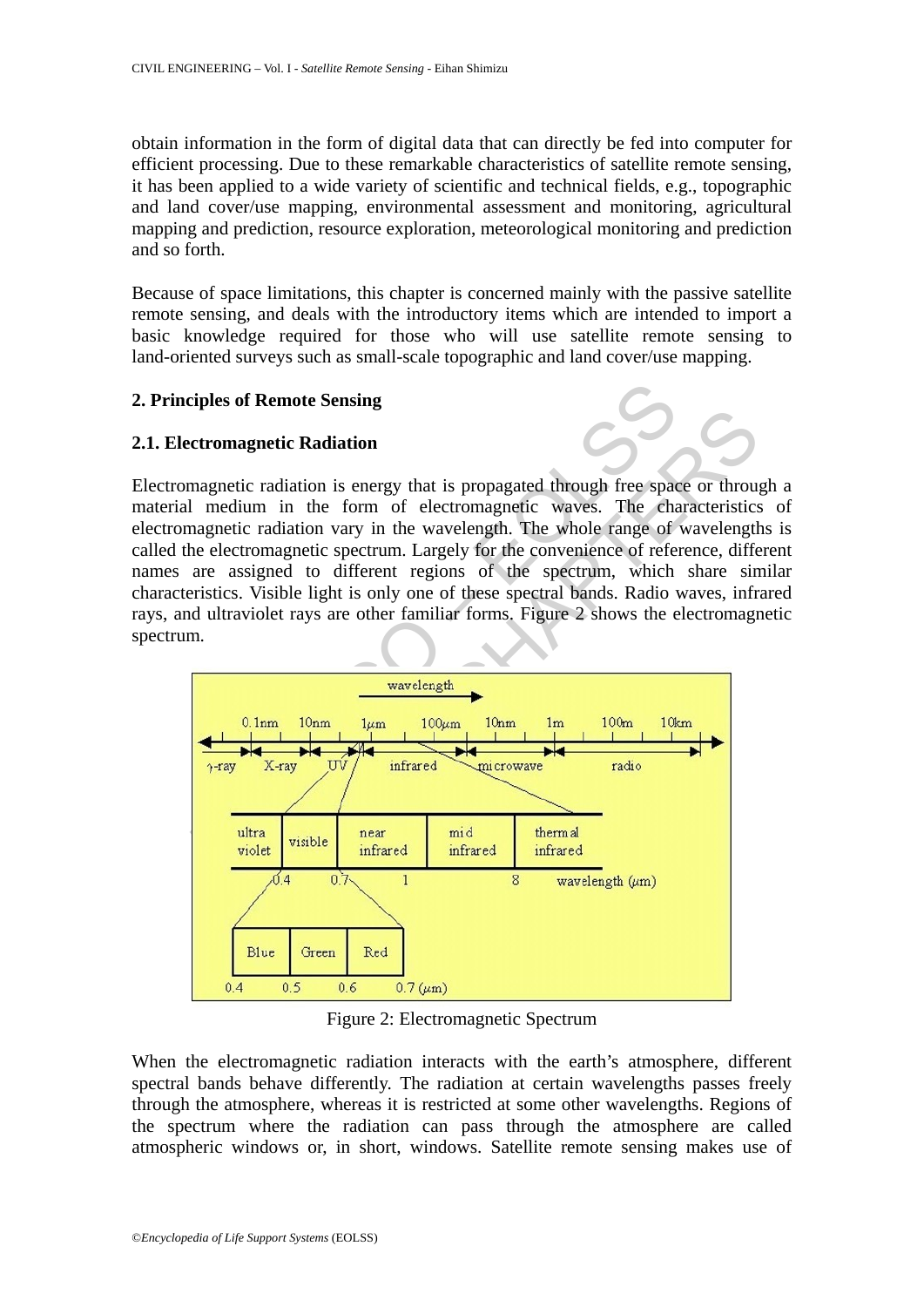obtain information in the form of digital data that can directly be fed into computer for efficient processing. Due to these remarkable characteristics of satellite remote sensing, it has been applied to a wide variety of scientific and technical fields, e.g., topographic and land cover/use mapping, environmental assessment and monitoring, agricultural mapping and prediction, resource exploration, meteorological monitoring and prediction and so forth.

Because of space limitations, this chapter is concerned mainly with the passive satellite remote sensing, and deals with the introductory items which are intended to import a basic knowledge required for those who will use satellite remote sensing to land-oriented surveys such as small-scale topographic and land cover/use mapping.

## 2. Principles of Remote Sensing

### 2.1. Electromagnetic Radiation

Electromagnetic radiation is energy that is propagated through free space or through a material medium in the form of electromagnetic waves. The characteristics of electromagnetic radiation vary in the wavelength. The whole range of wavelengths is called the electromagnetic spectrum. Largely for the convenience of reference, different names are assigned to different regions of the spectrum, which share similar characteristics. Visible light is only one of these spectral bands. Radio waves, infrared rays, and ultraviolet rays are other familiar forms. Figure 2 shows the electromagnetic spectrum.

Figure 2: Electromagnetic Spectrum

When the electromagnetic radiation interacts with the earth's atmosphere, different spectral bands behave differently. The radiation at certain wavelengths passes freely through the atmosphere, whereas it is restricted at some other wavelengths. Regions of the spectrum where the radiation can pass through the atmosphere are called atmospheric windows or, in short, windows. Satellite remote sensing makes use of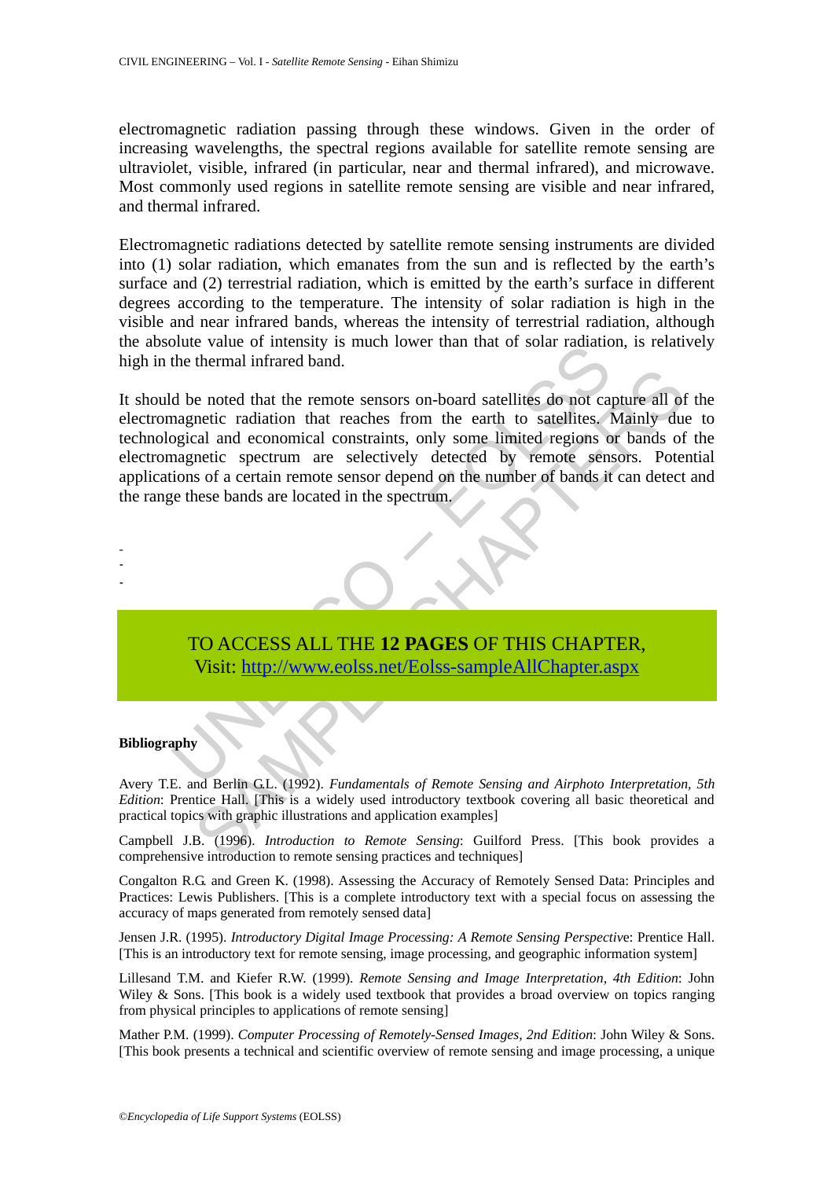electromagnetic radiation passing through these windows. Given in the order of increasing wavelengths, the spectral regions available for satellite remote sensing are ultraviolet, visible, infrared (in particular, near and thermal infrared), and microwave. Most commonly used regions in satellite remote sensing are visible and near infrared, and thermal infrared.

Electromagnetic radiations detected by satellite remote sensing instruments are divided into (1) solar radiation, which emanates from the sun and is reflected by the earth's surface and (2) terrestrial radiation, which is emitted by the earth's surface in different degrees according to the temperature. The intensity of solar radiation is high in the visible and near infrared bands, whereas the intensity of terrestrial radiation, although the absolute value of intensity is much lower than that of solar radiation, is relatively high in the thermal infrared band.

It should be noted that the remote sensors on-board satellites do not capture all of the electromagnetic radiation that reaches from the earth to satellites. Mainly due to technological and economical constraints, only some limited regions or bands of the electromagnetic spectrum are selectively detected by remote sensors. Potential applications of a certain remote sensor depend on the number of bands it can detect and the range these bands are located in the spectrum.

-
-
-

TO ACCESS ALL THE **12 PAGES** OF THIS CHAPTER,
Visit: http://www.eolss.net/Eolss-sampleAllChapter.aspx

**Bibliography**

Avery T.E. and Berlin G.L. (1992). *Fundamentals of Remote Sensing and Airphoto Interpretation, 5th Edition*: Prentice Hall. [This is a widely used introductory textbook covering all basic theoretical and practical topics with graphic illustrations and application examples]

Campbell J.B. (1996). *Introduction to Remote Sensing*: Guilford Press. [This book provides a comprehensive introduction to remote sensing practices and techniques]

Congalton R.G. and Green K. (1998). Assessing the Accuracy of Remotely Sensed Data: Principles and Practices: Lewis Publishers. [This is a complete introductory text with a special focus on assessing the accuracy of maps generated from remotely sensed data]

Jensen J.R. (1995). *Introductory Digital Image Processing: A Remote Sensing Perspective*: Prentice Hall. [This is an introductory text for remote sensing, image processing, and geographic information system]

Lillesand T.M. and Kiefer R.W. (1999). *Remote Sensing and Image Interpretation, 4th Edition*: John Wiley & Sons. [This book is a widely used textbook that provides a broad overview on topics ranging from physical principles to applications of remote sensing]

Mather P.M. (1999). *Computer Processing of Remotely-Sensed Images, 2nd Edition*: John Wiley & Sons. [This book presents a technical and scientific overview of remote sensing and image processing, a unique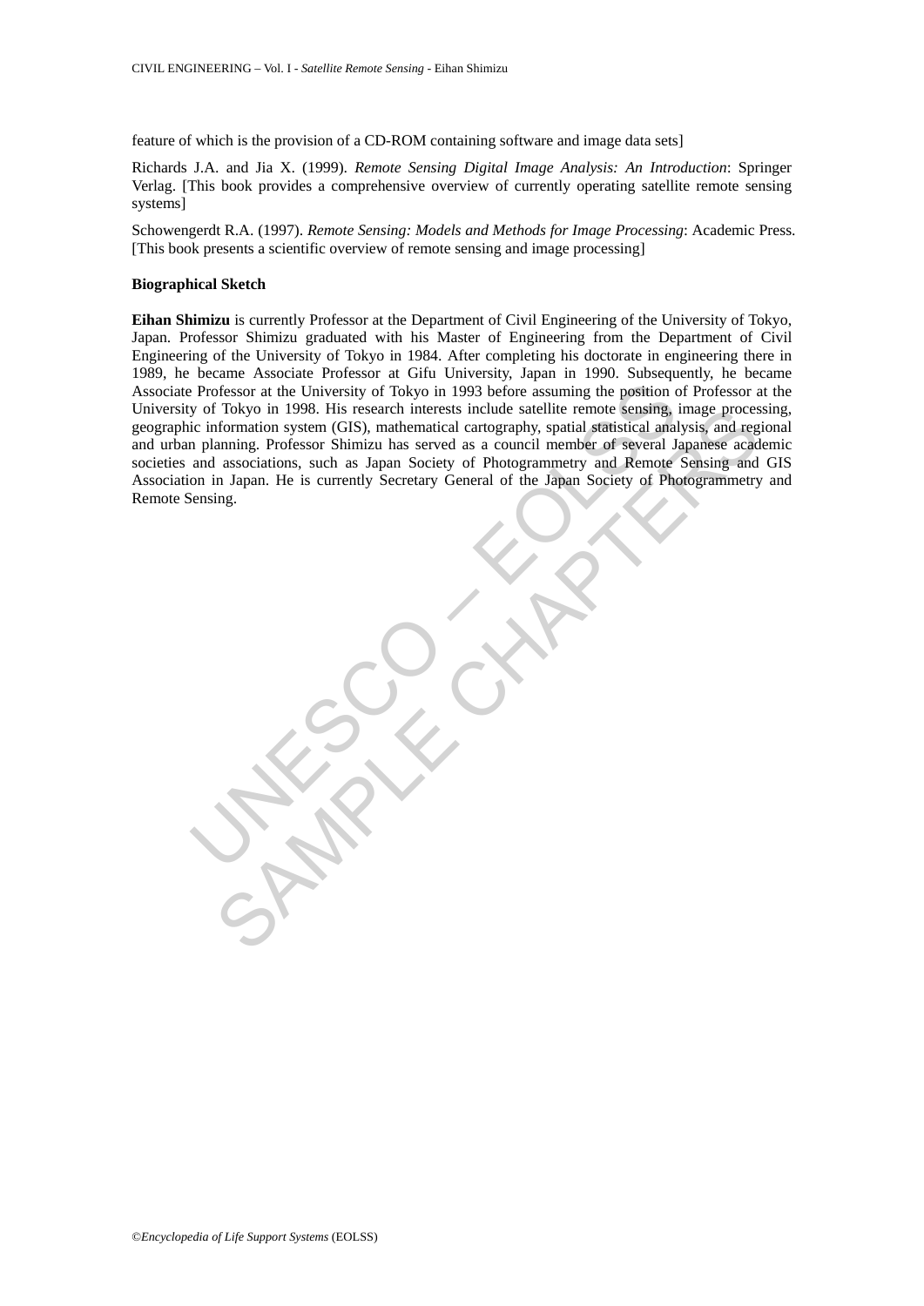feature of which is the provision of a CD-ROM containing software and image data sets]

Richards J.A. and Jia X. (1999). *Remote Sensing Digital Image Analysis: An Introduction*: Springer Verlag. [This book provides a comprehensive overview of currently operating satellite remote sensing systems]

Schowengerdt R.A. (1997). *Remote Sensing: Models and Methods for Image Processing*: Academic Press. [This book presents a scientific overview of remote sensing and image processing]

**Biographical Sketch**

**Eihan Shimizu** is currently Professor at the Department of Civil Engineering of the University of Tokyo, Japan. Professor Shimizu graduated with his Master of Engineering from the Department of Civil Engineering of the University of Tokyo in 1984. After completing his doctorate in engineering there in 1989, he became Associate Professor at Gifu University, Japan in 1990. Subsequently, he became Associate Professor at the University of Tokyo in 1993 before assuming the position of Professor at the University of Tokyo in 1998. His research interests include satellite remote sensing, image processing, geographic information system (GIS), mathematical cartography, spatial statistical analysis, and regional and urban planning. Professor Shimizu has served as a council member of several Japanese academic societies and associations, such as Japan Society of Photogrammetry and Remote Sensing and GIS Association in Japan. He is currently Secretary General of the Japan Society of Photogrammetry and Remote Sensing.